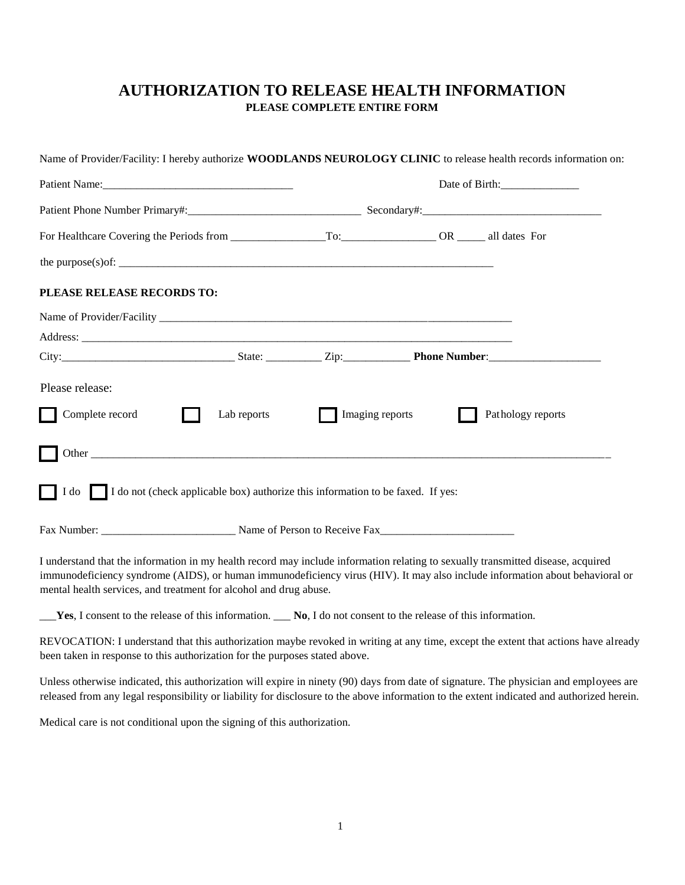# AUTHORIZATION TO RELEASE HEALTH INFORMATION

**PLEASE COMPLETE ENTIRE FORM**

Name of Provider/Facility: I hereby authorize **WOODLANDS NEUROLOGY CLINIC** to release health records information on:

Patient Name:___________________________________ Date of Birth:______________

Patient Phone Number Primary#:_______________________________ Secondary#:________________________________

For Healthcare Covering the Periods from _________________To:_________________ OR _____ all dates For

the purpose(s)of: _______________________________________________________________________

**PLEASE RELEASE RECORDS TO:**

Name of Provider/Facility _______________________________________________________________

Address: ______________________________________________________________________________

City:_______________________________ State: __________ Zip:____________ **Phone Number**:____________________

Please release:

☐ Complete record ☐ Lab reports ☐ Imaging reports ☐ Pathology reports

☐ Other ______________________________________________________________________________________________

☐ I do ☐ I do not (check applicable box) authorize this information to be faxed. If yes:

Fax Number: ________________________ Name of Person to Receive Fax________________________

I understand that the information in my health record may include information relating to sexually transmitted disease, acquired immunodeficiency syndrome (AIDS), or human immunodeficiency virus (HIV). It may also include information about behavioral or mental health services, and treatment for alcohol and drug abuse.

___**Yes**, I consent to the release of this information. ___ **No**, I do not consent to the release of this information.

REVOCATION: I understand that this authorization maybe revoked in writing at any time, except the extent that actions have already been taken in response to this authorization for the purposes stated above.

Unless otherwise indicated, this authorization will expire in ninety (90) days from date of signature. The physician and employees are released from any legal responsibility or liability for disclosure to the above information to the extent indicated and authorized herein.

Medical care is not conditional upon the signing of this authorization.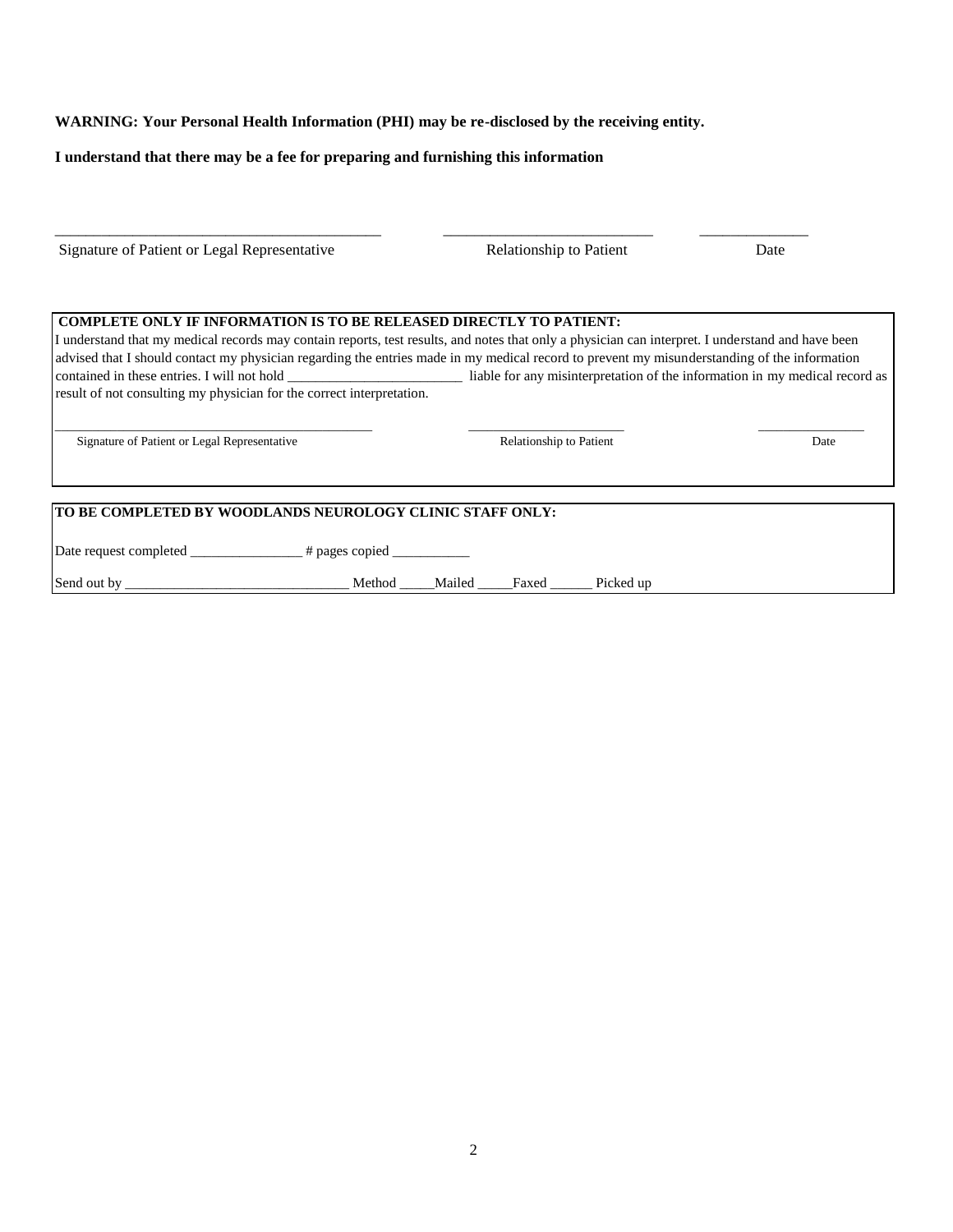**WARNING: Your Personal Health Information (PHI) may be re-disclosed by the receiving entity.**

**I understand that there may be a fee for preparing and furnishing this information**

___________________________________________ ___________________________ ______________

Signature of Patient or Legal Representative Relationship to Patient Date

**COMPLETE ONLY IF INFORMATION IS TO BE RELEASED DIRECTLY TO PATIENT:**

I understand that my medical records may contain reports, test results, and notes that only a physician can interpret. I understand and have been advised that I should contact my physician regarding the entries made in my medical record to prevent my misunderstanding of the information contained in these entries. I will not hold _________________________ liable for any misinterpretation of the information in my medical record as result of not consulting my physician for the correct interpretation.

_______________________________________________ ______________________ _______________

Signature of Patient or Legal Representative Relationship to Patient Date

**TO BE COMPLETED BY WOODLANDS NEUROLOGY CLINIC STAFF ONLY:**

Date request completed ________________ # pages copied ___________

Send out by ________________________________ Method _____Mailed _____Faxed ______ Picked up